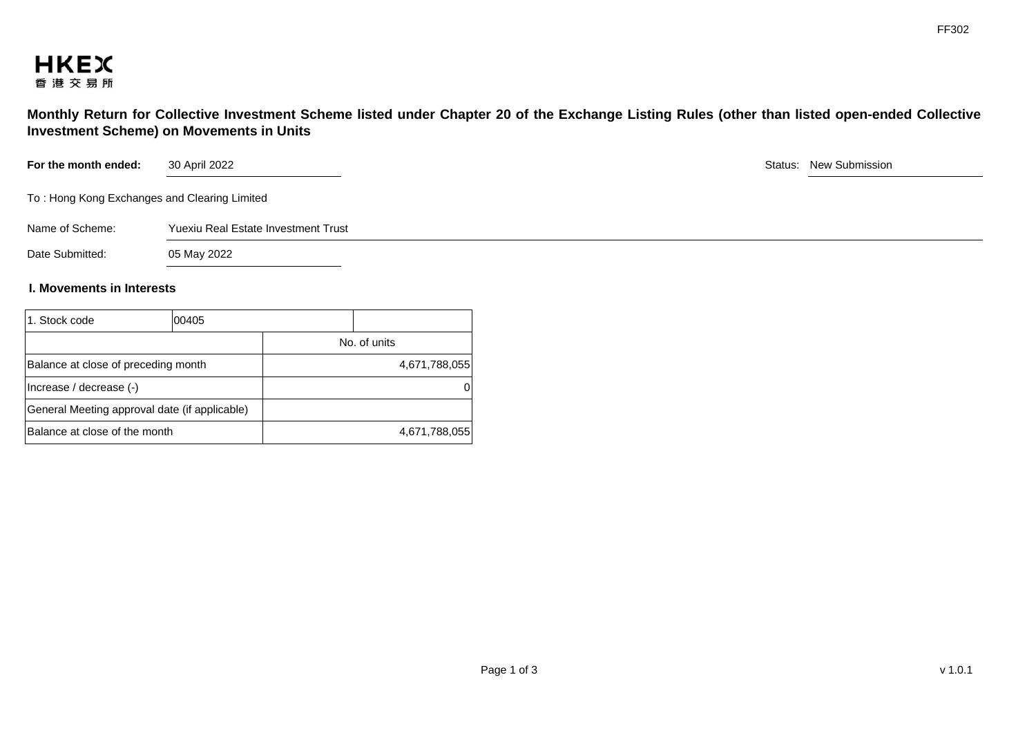# Monthly Return for Collective Investment Scheme listed under Chapter 20 of the Exchange Listing Rules (other than listed open-ended Collective Investment Scheme) on Movements in Units

**For the month ended:** 30 April 2022

Status: New Submission

To : Hong Kong Exchanges and Clearing Limited

Name of Scheme: Yuexiu Real Estate Investment Trust

Date Submitted: 05 May 2022

## I. Movements in Interests

| 1. Stock code | 00405 |
|---|---|
| | No. of units |
| Balance at close of preceding month | 4,671,788,055 |
| Increase / decrease (-) | 0 |
| General Meeting approval date (if applicable) | |
| Balance at close of the month | 4,671,788,055 |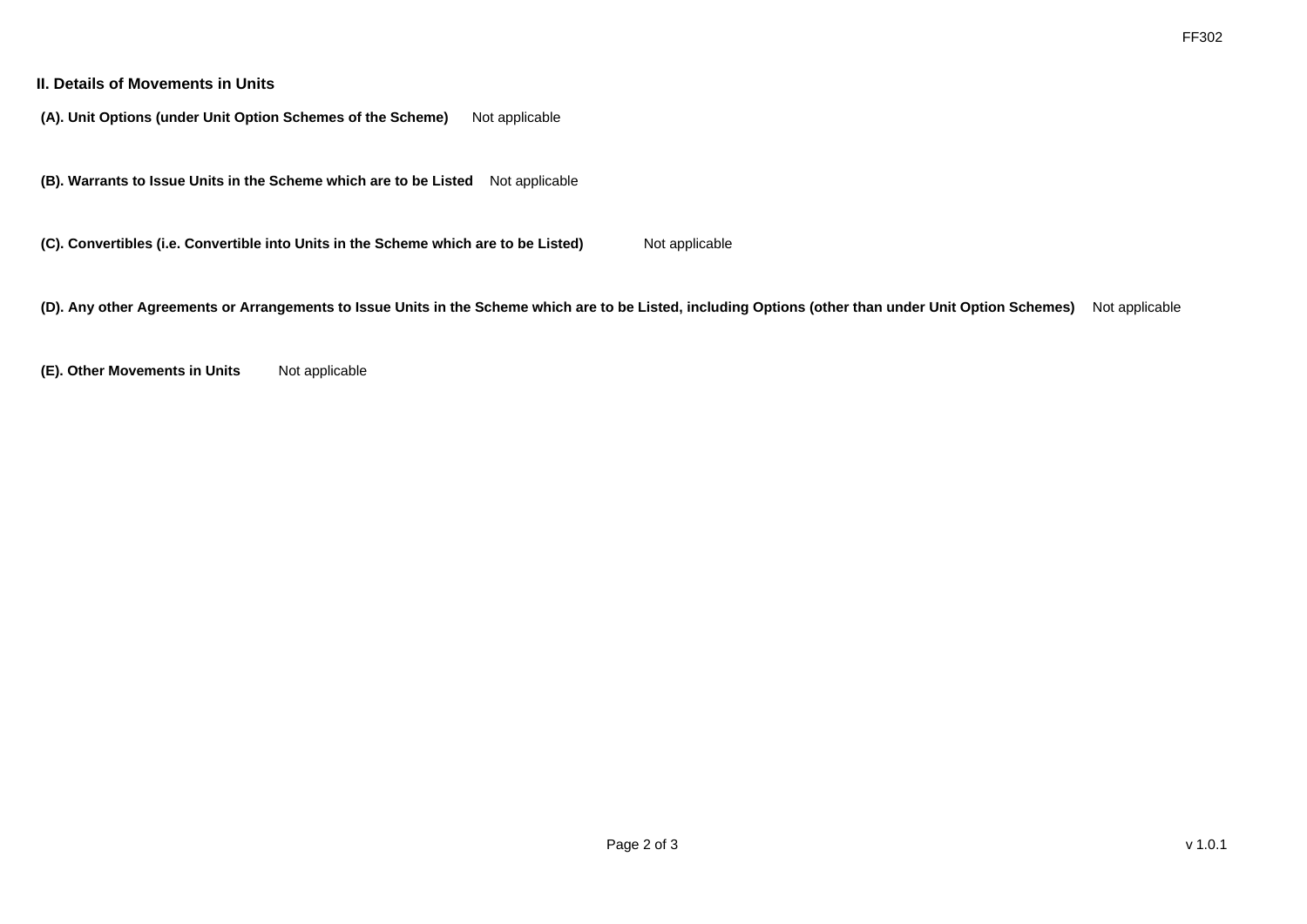## II. Details of Movements in Units

**(A). Unit Options (under Unit Option Schemes of the Scheme)** Not applicable

**(B). Warrants to Issue Units in the Scheme which are to be Listed** Not applicable

**(C). Convertibles (i.e. Convertible into Units in the Scheme which are to be Listed)** Not applicable

**(D). Any other Agreements or Arrangements to Issue Units in the Scheme which are to be Listed, including Options (other than under Unit Option Schemes)** Not applicable

**(E). Other Movements in Units** Not applicable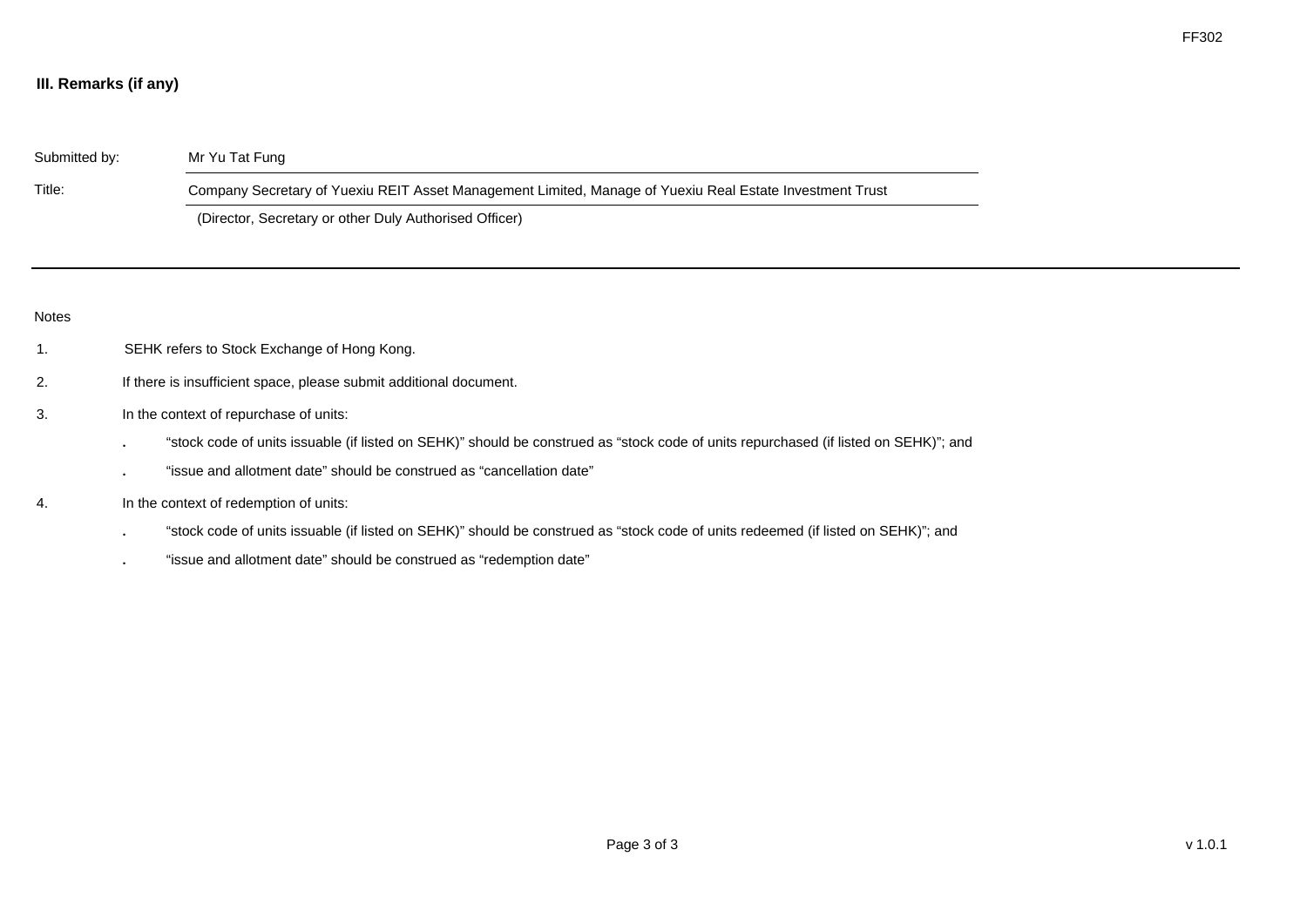### III. Remarks (if any)

| | |
|---|---|
| Submitted by: | Mr Yu Tat Fung |
| Title: | Company Secretary of Yuexiu REIT Asset Management Limited, Manage of Yuexiu Real Estate Investment Trust |
| | (Director, Secretary or other Duly Authorised Officer) |

---

Notes

1. SEHK refers to Stock Exchange of Hong Kong.
2. If there is insufficient space, please submit additional document.
3. In the context of repurchase of units:
   - “stock code of units issuable (if listed on SEHK)” should be construed as “stock code of units repurchased (if listed on SEHK)”; and
   - “issue and allotment date” should be construed as “cancellation date”
4. In the context of redemption of units:
   - “stock code of units issuable (if listed on SEHK)” should be construed as “stock code of units redeemed (if listed on SEHK)”; and
   - “issue and allotment date” should be construed as “redemption date”